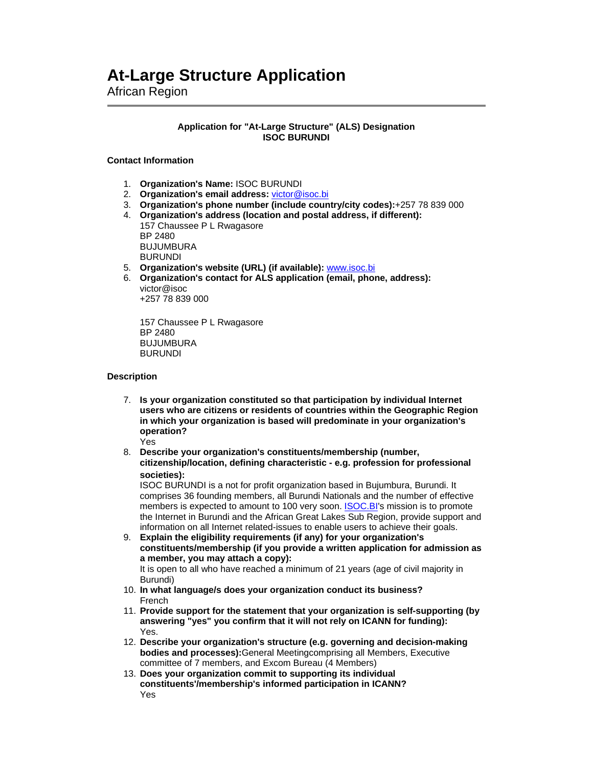# At-Large Structure Application

African Region

---

**Application for "At-Large Structure" (ALS) Designation**
**ISOC BURUNDI**

**Contact Information**

1. **Organization's Name:** ISOC BURUNDI
2. **Organization's email address:** victor@isoc.bi
3. **Organization's phone number (include country/city codes):**+257 78 839 000
4. **Organization's address (location and postal address, if different):**
   157 Chaussee P L Rwagasore
   BP 2480
   BUJUMBURA
   BURUNDI
5. **Organization's website (URL) (if available):** www.isoc.bi
6. **Organization's contact for ALS application (email, phone, address):**
   victor@isoc
   +257 78 839 000

   157 Chaussee P L Rwagasore
   BP 2480
   BUJUMBURA
   BURUNDI

**Description**

7. **Is your organization constituted so that participation by individual Internet users who are citizens or residents of countries within the Geographic Region in which your organization is based will predominate in your organization's operation?**
   Yes
8. **Describe your organization's constituents/membership (number, citizenship/location, defining characteristic - e.g. profession for professional societies):**
   ISOC BURUNDI is a not for profit organization based in Bujumbura, Burundi. It comprises 36 founding members, all Burundi Nationals and the number of effective members is expected to amount to 100 very soon. ISOC.BI's mission is to promote the Internet in Burundi and the African Great Lakes Sub Region, provide support and information on all Internet related-issues to enable users to achieve their goals.
9. **Explain the eligibility requirements (if any) for your organization's constituents/membership (if you provide a written application for admission as a member, you may attach a copy):**
   It is open to all who have reached a minimum of 21 years (age of civil majority in Burundi)
10. **In what language/s does your organization conduct its business?**
    French
11. **Provide support for the statement that your organization is self-supporting (by answering "yes" you confirm that it will not rely on ICANN for funding):**
    Yes.
12. **Describe your organization's structure (e.g. governing and decision-making bodies and processes):**General Meetingcomprising all Members, Executive committee of 7 members, and Excom Bureau (4 Members)
13. **Does your organization commit to supporting its individual constituents'/membership's informed participation in ICANN?**
    Yes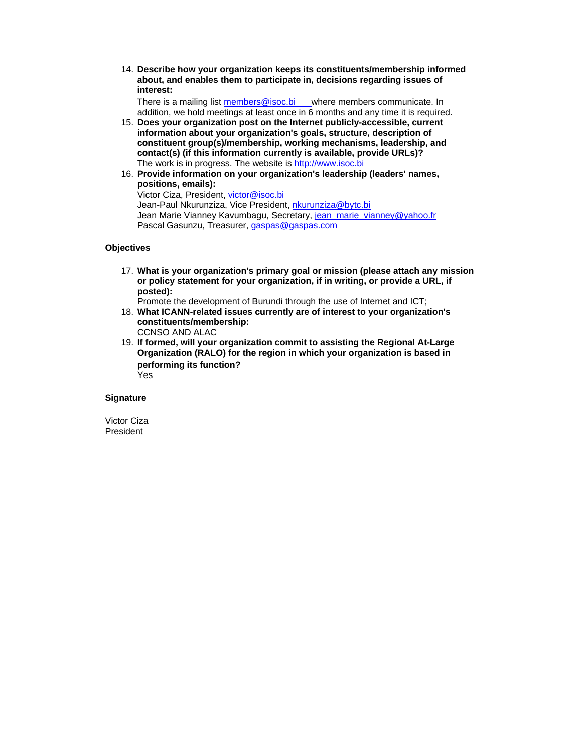14. **Describe how your organization keeps its constituents/membership informed about, and enables them to participate in, decisions regarding issues of interest:**
    There is a mailing list members@isoc.bi where members communicate. In addition, we hold meetings at least once in 6 months and any time it is required.
15. **Does your organization post on the Internet publicly-accessible, current information about your organization's goals, structure, description of constituent group(s)/membership, working mechanisms, leadership, and contact(s) (if this information currently is available, provide URLs)?**
    The work is in progress. The website is http://www.isoc.bi
16. **Provide information on your organization's leadership (leaders' names, positions, emails):**
    Victor Ciza, President, victor@isoc.bi
    Jean-Paul Nkurunziza, Vice President, nkurunziza@bytc.bi
    Jean Marie Vianney Kavumbagu, Secretary, jean_marie_vianney@yahoo.fr
    Pascal Gasunzu, Treasurer, gaspas@gaspas.com

**Objectives**

17. **What is your organization's primary goal or mission (please attach any mission or policy statement for your organization, if in writing, or provide a URL, if posted):**
    Promote the development of Burundi through the use of Internet and ICT;
18. **What ICANN-related issues currently are of interest to your organization's constituents/membership:**
    CCNSO AND ALAC
19. **If formed, will your organization commit to assisting the Regional At-Large Organization (RALO) for the region in which your organization is based in performing its function?**
    Yes

**Signature**

Victor Ciza
President